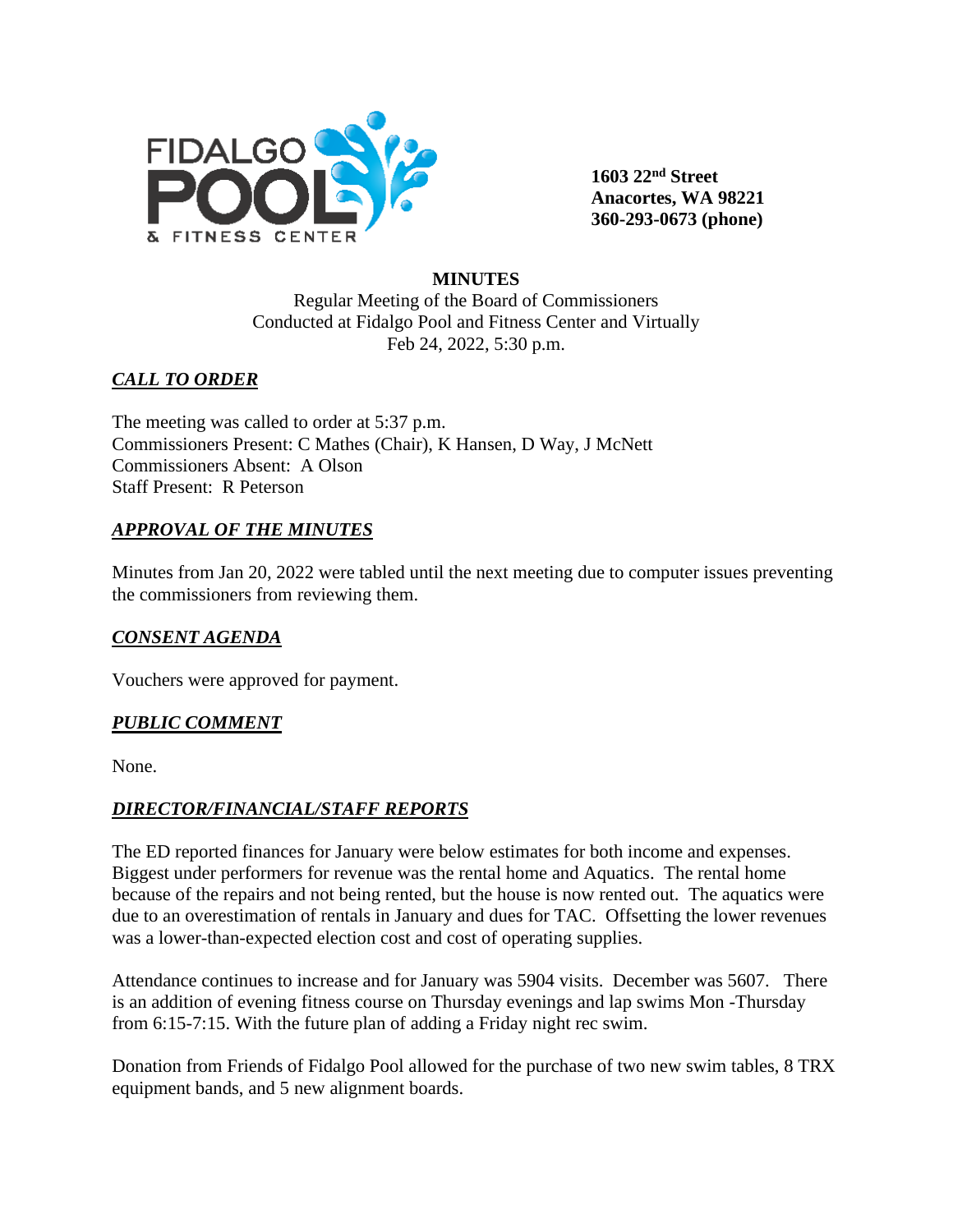FIDALGO POOL & FITNESS CENTER

**1603 22nd Street**
**Anacortes, WA 98221**
**360-293-0673 (phone)**

**MINUTES**

Regular Meeting of the Board of Commissioners
Conducted at Fidalgo Pool and Fitness Center and Virtually
Feb 24, 2022, 5:30 p.m.

## ***CALL TO ORDER***

The meeting was called to order at 5:37 p.m.
Commissioners Present: C Mathes (Chair), K Hansen, D Way, J McNett
Commissioners Absent: A Olson
Staff Present: R Peterson

## ***APPROVAL OF THE MINUTES***

Minutes from Jan 20, 2022 were tabled until the next meeting due to computer issues preventing the commissioners from reviewing them.

## ***CONSENT AGENDA***

Vouchers were approved for payment.

## ***PUBLIC COMMENT***

None.

## ***DIRECTOR/FINANCIAL/STAFF REPORTS***

The ED reported finances for January were below estimates for both income and expenses. Biggest under performers for revenue was the rental home and Aquatics. The rental home because of the repairs and not being rented, but the house is now rented out. The aquatics were due to an overestimation of rentals in January and dues for TAC. Offsetting the lower revenues was a lower-than-expected election cost and cost of operating supplies.

Attendance continues to increase and for January was 5904 visits. December was 5607. There is an addition of evening fitness course on Thursday evenings and lap swims Mon -Thursday from 6:15-7:15. With the future plan of adding a Friday night rec swim.

Donation from Friends of Fidalgo Pool allowed for the purchase of two new swim tables, 8 TRX equipment bands, and 5 new alignment boards.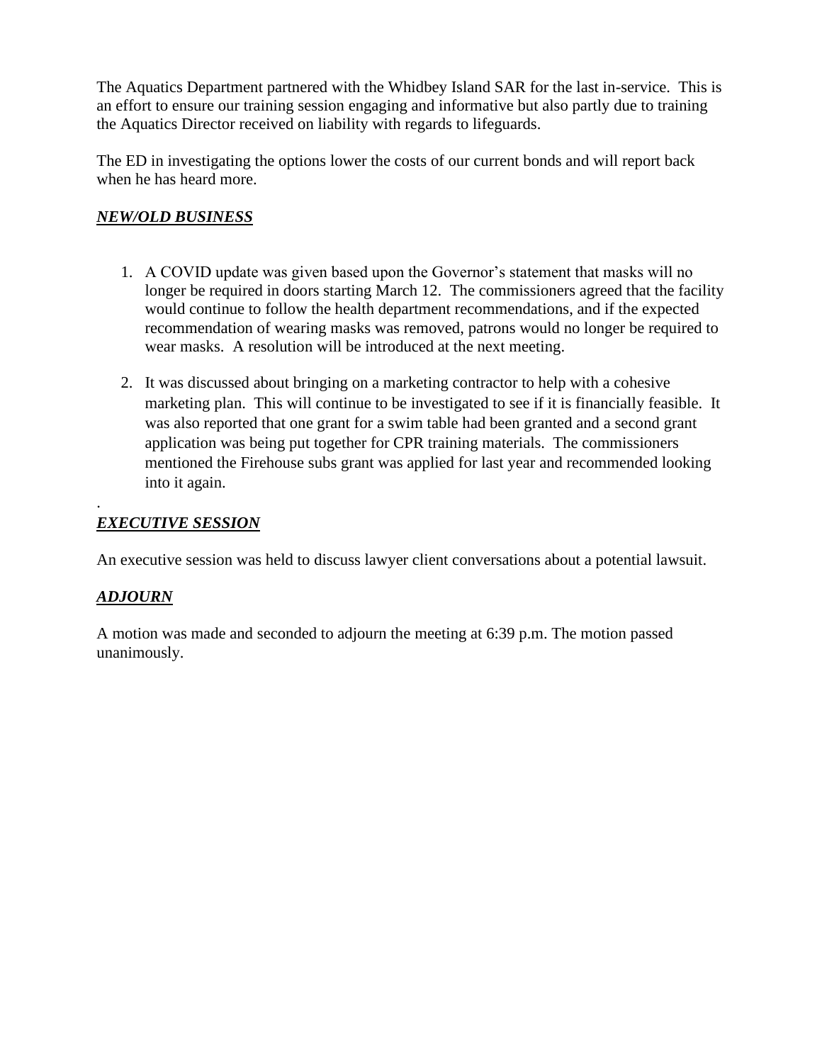The Aquatics Department partnered with the Whidbey Island SAR for the last in-service. This is an effort to ensure our training session engaging and informative but also partly due to training the Aquatics Director received on liability with regards to lifeguards.

The ED in investigating the options lower the costs of our current bonds and will report back when he has heard more.

***NEW/OLD BUSINESS***

1. A COVID update was given based upon the Governor's statement that masks will no longer be required in doors starting March 12. The commissioners agreed that the facility would continue to follow the health department recommendations, and if the expected recommendation of wearing masks was removed, patrons would no longer be required to wear masks. A resolution will be introduced at the next meeting.

2. It was discussed about bringing on a marketing contractor to help with a cohesive marketing plan. This will continue to be investigated to see if it is financially feasible. It was also reported that one grant for a swim table had been granted and a second grant application was being put together for CPR training materials. The commissioners mentioned the Firehouse subs grant was applied for last year and recommended looking into it again.

.

***EXECUTIVE SESSION***

An executive session was held to discuss lawyer client conversations about a potential lawsuit.

***ADJOURN***

A motion was made and seconded to adjourn the meeting at 6:39 p.m. The motion passed unanimously.